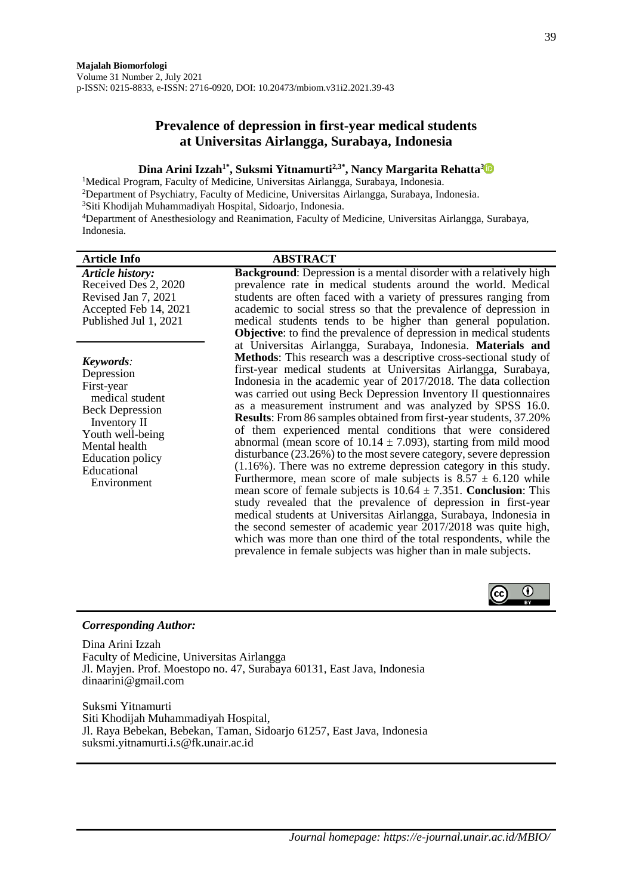**Majalah Biomorfologi**
Volume 31 Number 2, July 2021
p-ISSN: 0215-8833, e-ISSN: 2716-0920, DOI: 10.20473/mbiom.v31i2.2021.39-43

# Prevalence of depression in first-year medical students at Universitas Airlangga, Surabaya, Indonesia

**Dina Arini Izzah[1*], Suksmi Yitnamurti[2,3*], Nancy Margarita Rehatta[3]**

[1]Medical Program, Faculty of Medicine, Universitas Airlangga, Surabaya, Indonesia.
[2]Department of Psychiatry, Faculty of Medicine, Universitas Airlangga, Surabaya, Indonesia.
[3]Siti Khodijah Muhammadiyah Hospital, Sidoarjo, Indonesia.
[4]Department of Anesthesiology and Reanimation, Faculty of Medicine, Universitas Airlangga, Surabaya, Indonesia.

**Article Info**

***Article history:***
Received Des 2, 2020
Revised Jan 7, 2021
Accepted Feb 14, 2021
Published Jul 1, 2021

***Keywords:***
Depression
First-year medical student
Beck Depression Inventory II
Youth well-being
Mental health
Education policy
Educational Environment

**ABSTRACT**

**Background**: Depression is a mental disorder with a relatively high prevalence rate in medical students around the world. Medical students are often faced with a variety of pressures ranging from academic to social stress so that the prevalence of depression in medical students tends to be higher than general population. **Objective**: to find the prevalence of depression in medical students at Universitas Airlangga, Surabaya, Indonesia. **Materials and Methods**: This research was a descriptive cross-sectional study of first-year medical students at Universitas Airlangga, Surabaya, Indonesia in the academic year of 2017/2018. The data collection was carried out using Beck Depression Inventory II questionnaires as a measurement instrument and was analyzed by SPSS 16.0. **Results**: From 86 samples obtained from first-year students, 37.20% of them experienced mental conditions that were considered abnormal (mean score of $10.14 \pm 7.093$), starting from mild mood disturbance (23.26%) to the most severe category, severe depression (1.16%). There was no extreme depression category in this study. Furthermore, mean score of male subjects is $8.57 \pm 6.120$ while mean score of female subjects is $10.64 \pm 7.351$. **Conclusion**: This study revealed that the prevalence of depression in first-year medical students at Universitas Airlangga, Surabaya, Indonesia in the second semester of academic year 2017/2018 was quite high, which was more than one third of the total respondents, while the prevalence in female subjects was higher than in male subjects.

***Corresponding Author:***

Dina Arini Izzah
Faculty of Medicine, Universitas Airlangga
Jl. Mayjen. Prof. Moestopo no. 47, Surabaya 60131, East Java, Indonesia
dinaarini@gmail.com

Suksmi Yitnamurti
Siti Khodijah Muhammadiyah Hospital,
Jl. Raya Bebekan, Bebekan, Taman, Sidoarjo 61257, East Java, Indonesia
suksmi.yitnamurti.i.s@fk.unair.ac.id

*Journal homepage: https://e-journal.unair.ac.id/MBIO/*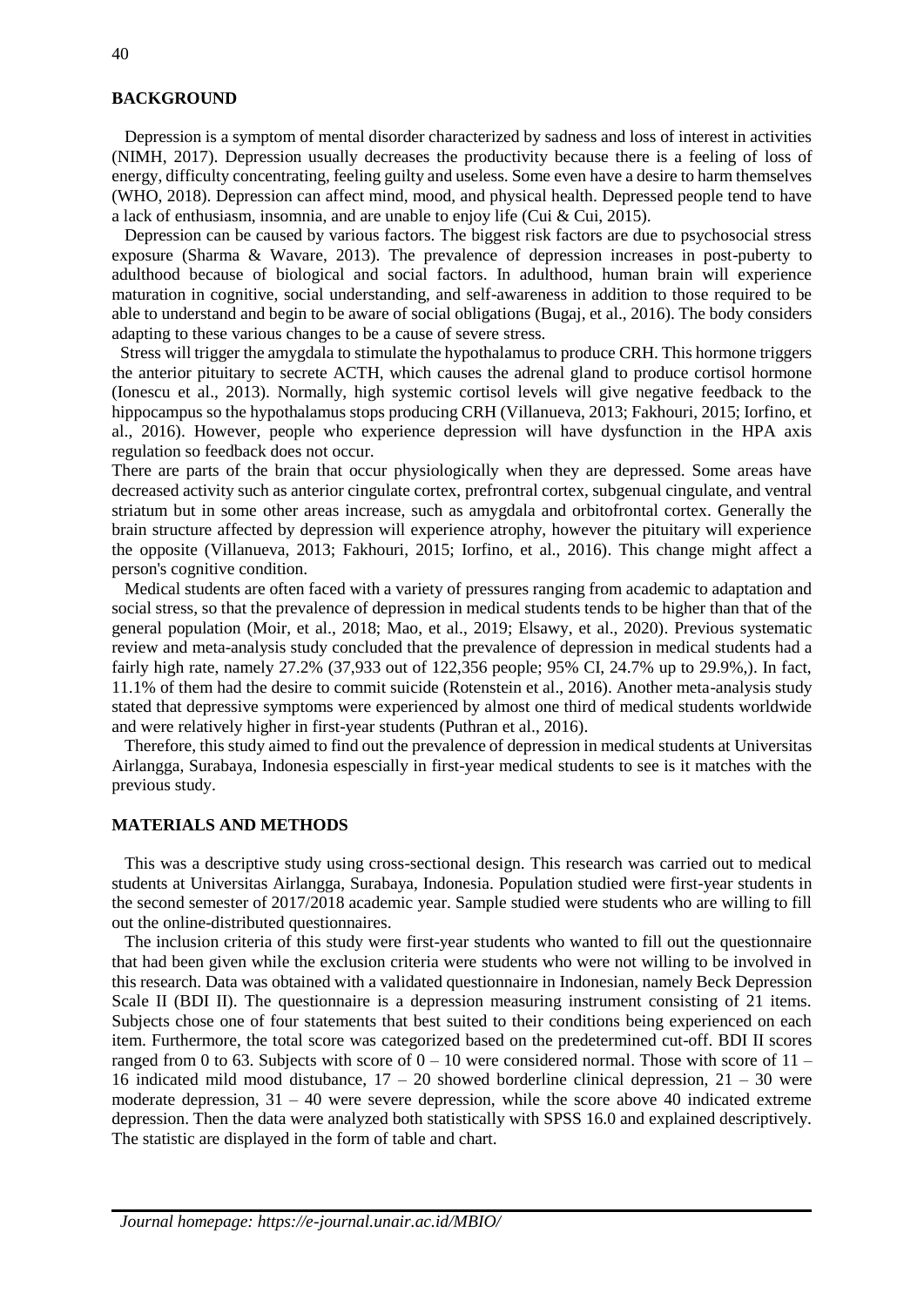## BACKGROUND

Depression is a symptom of mental disorder characterized by sadness and loss of interest in activities (NIMH, 2017). Depression usually decreases the productivity because there is a feeling of loss of energy, difficulty concentrating, feeling guilty and useless. Some even have a desire to harm themselves (WHO, 2018). Depression can affect mind, mood, and physical health. Depressed people tend to have a lack of enthusiasm, insomnia, and are unable to enjoy life (Cui & Cui, 2015).

Depression can be caused by various factors. The biggest risk factors are due to psychosocial stress exposure (Sharma & Waware, 2013). The prevalence of depression increases in post-puberty to adulthood because of biological and social factors. In adulthood, human brain will experience maturation in cognitive, social understanding, and self-awareness in addition to those required to be able to understand and begin to be aware of social obligations (Bugaj, et al., 2016). The body considers adapting to these various changes to be a cause of severe stress.

Stress will trigger the amygdala to stimulate the hypothalamus to produce CRH. This hormone triggers the anterior pituitary to secrete ACTH, which causes the adrenal gland to produce cortisol hormone (Ionescu et al., 2013). Normally, high systemic cortisol levels will give negative feedback to the hippocampus so the hypothalamus stops producing CRH (Villanueva, 2013; Fakhouri, 2015; Iorfino, et al., 2016). However, people who experience depression will have dysfunction in the HPA axis regulation so feedback does not occur.

There are parts of the brain that occur physiologically when they are depressed. Some areas have decreased activity such as anterior cingulate cortex, prefrontral cortex, subgenual cingulate, and ventral striatum but in some other areas increase, such as amygdala and orbitofrontal cortex. Generally the brain structure affected by depression will experience atrophy, however the pituitary will experience the opposite (Villanueva, 2013; Fakhouri, 2015; Iorfino, et al., 2016). This change might affect a person's cognitive condition.

Medical students are often faced with a variety of pressures ranging from academic to adaptation and social stress, so that the prevalence of depression in medical students tends to be higher than that of the general population (Moir, et al., 2018; Mao, et al., 2019; Elsawy, et al., 2020). Previous systematic review and meta-analysis study concluded that the prevalence of depression in medical students had a fairly high rate, namely 27.2% (37,933 out of 122,356 people; 95% CI, 24.7% up to 29.9%,). In fact, 11.1% of them had the desire to commit suicide (Rotenstein et al., 2016). Another meta-analysis study stated that depressive symptoms were experienced by almost one third of medical students worldwide and were relatively higher in first-year students (Puthran et al., 2016).

Therefore, this study aimed to find out the prevalence of depression in medical students at Universitas Airlangga, Surabaya, Indonesia espescially in first-year medical students to see is it matches with the previous study.

## MATERIALS AND METHODS

This was a descriptive study using cross-sectional design. This research was carried out to medical students at Universitas Airlangga, Surabaya, Indonesia. Population studied were first-year students in the second semester of 2017/2018 academic year. Sample studied were students who are willing to fill out the online-distributed questionnaires.

The inclusion criteria of this study were first-year students who wanted to fill out the questionnaire that had been given while the exclusion criteria were students who were not willing to be involved in this research. Data was obtained with a validated questionnaire in Indonesian, namely Beck Depression Scale II (BDI II). The questionnaire is a depression measuring instrument consisting of 21 items. Subjects chose one of four statements that best suited to their conditions being experienced on each item. Furthermore, the total score was categorized based on the predetermined cut-off. BDI II scores ranged from 0 to 63. Subjects with score of 0 – 10 were considered normal. Those with score of 11 – 16 indicated mild mood distubance, 17 – 20 showed borderline clinical depression, 21 – 30 were moderate depression, 31 – 40 were severe depression, while the score above 40 indicated extreme depression. Then the data were analyzed both statistically with SPSS 16.0 and explained descriptively. The statistic are displayed in the form of table and chart.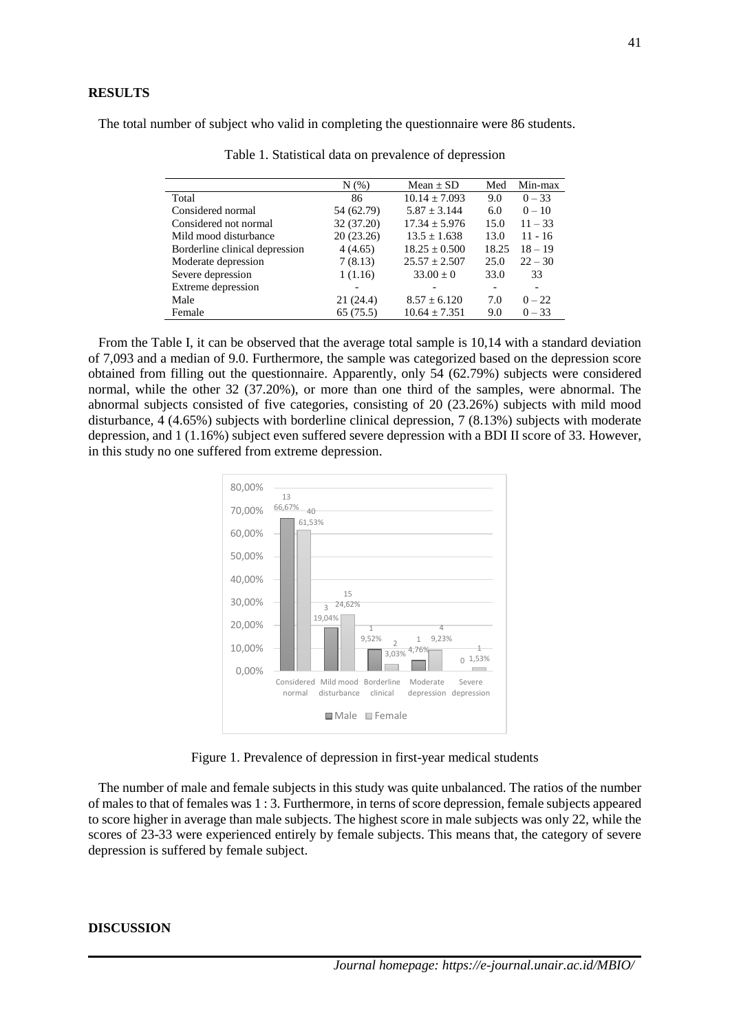## RESULTS

The total number of subject who valid in completing the questionnaire were 86 students.

Table 1. Statistical data on prevalence of depression

| | N (%) | Mean ± SD | Med | Min-max |
|---|---|---|---|---|
| Total | 86 | 10.14 ± 7.093 | 9.0 | 0 – 33 |
| Considered normal | 54 (62.79) | 5.87 ± 3.144 | 6.0 | 0 – 10 |
| Considered not normal | 32 (37.20) | 17.34 ± 5.976 | 15.0 | 11 – 33 |
| Mild mood disturbance | 20 (23.26) | 13.5 ± 1.638 | 13.0 | 11 - 16 |
| Borderline clinical depression | 4 (4.65) | 18.25 ± 0.500 | 18.25 | 18 – 19 |
| Moderate depression | 7 (8.13) | 25.57 ± 2.507 | 25.0 | 22 – 30 |
| Severe depression | 1 (1.16) | 33.00 ± 0 | 33.0 | 33 |
| Extreme depression | - | - | - | - |
| Male | 21 (24.4) | 8.57 ± 6.120 | 7.0 | 0 – 22 |
| Female | 65 (75.5) | 10.64 ± 7.351 | 9.0 | 0 – 33 |

From the Table I, it can be observed that the average total sample is 10,14 with a standard deviation of 7,093 and a median of 9.0. Furthermore, the sample was categorized based on the depression score obtained from filling out the questionnaire. Apparently, only 54 (62.79%) subjects were considered normal, while the other 32 (37.20%), or more than one third of the samples, were abnormal. The abnormal subjects consisted of five categories, consisting of 20 (23.26%) subjects with mild mood disturbance, 4 (4.65%) subjects with borderline clinical depression, 7 (8.13%) subjects with moderate depression, and 1 (1.16%) subject even suffered severe depression with a BDI II score of 33. However, in this study no one suffered from extreme depression.

Figure 1. Prevalence of depression in first-year medical students

The number of male and female subjects in this study was quite unbalanced. The ratios of the number of males to that of females was 1 : 3. Furthermore, in terns of score depression, female subjects appeared to score higher in average than male subjects. The highest score in male subjects was only 22, while the scores of 23-33 were experienced entirely by female subjects. This means that, the category of severe depression is suffered by female subject.

## DISCUSSION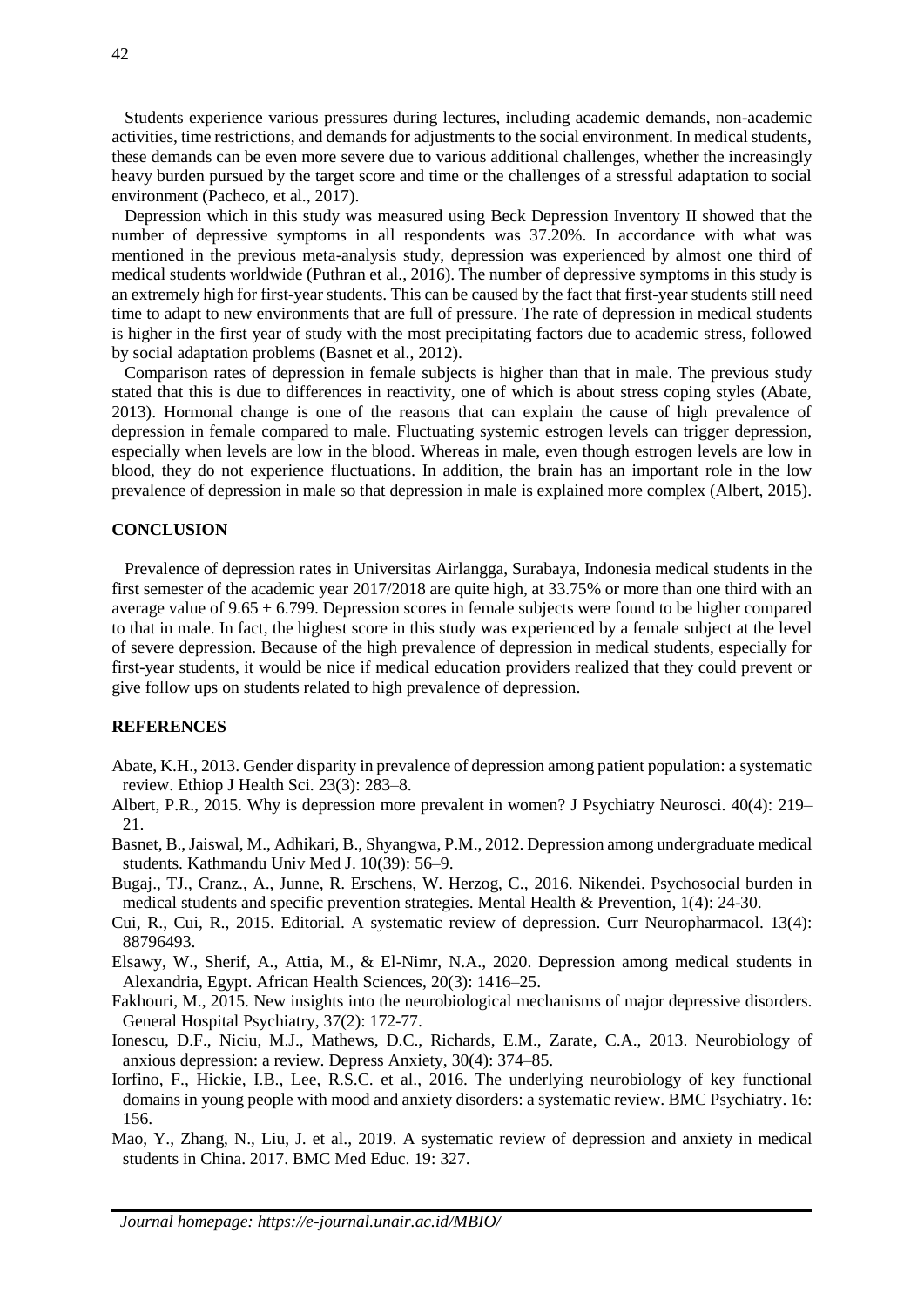Students experience various pressures during lectures, including academic demands, non-academic activities, time restrictions, and demands for adjustments to the social environment. In medical students, these demands can be even more severe due to various additional challenges, whether the increasingly heavy burden pursued by the target score and time or the challenges of a stressful adaptation to social environment (Pacheco, et al., 2017).

Depression which in this study was measured using Beck Depression Inventory II showed that the number of depressive symptoms in all respondents was 37.20%. In accordance with what was mentioned in the previous meta-analysis study, depression was experienced by almost one third of medical students worldwide (Puthran et al., 2016). The number of depressive symptoms in this study is an extremely high for first-year students. This can be caused by the fact that first-year students still need time to adapt to new environments that are full of pressure. The rate of depression in medical students is higher in the first year of study with the most precipitating factors due to academic stress, followed by social adaptation problems (Basnet et al., 2012).

Comparison rates of depression in female subjects is higher than that in male. The previous study stated that this is due to differences in reactivity, one of which is about stress coping styles (Abate, 2013). Hormonal change is one of the reasons that can explain the cause of high prevalence of depression in female compared to male. Fluctuating systemic estrogen levels can trigger depression, especially when levels are low in the blood. Whereas in male, even though estrogen levels are low in blood, they do not experience fluctuations. In addition, the brain has an important role in the low prevalence of depression in male so that depression in male is explained more complex (Albert, 2015).

## CONCLUSION

Prevalence of depression rates in Universitas Airlangga, Surabaya, Indonesia medical students in the first semester of the academic year 2017/2018 are quite high, at 33.75% or more than one third with an average value of $9.65 \pm 6.799$. Depression scores in female subjects were found to be higher compared to that in male. In fact, the highest score in this study was experienced by a female subject at the level of severe depression. Because of the high prevalence of depression in medical students, especially for first-year students, it would be nice if medical education providers realized that they could prevent or give follow ups on students related to high prevalence of depression.

## REFERENCES

Abate, K.H., 2013. Gender disparity in prevalence of depression among patient population: a systematic review. Ethiop J Health Sci. 23(3): 283–8.

Albert, P.R., 2015. Why is depression more prevalent in women? J Psychiatry Neurosci. 40(4): 219–21.

Basnet, B., Jaiswal, M., Adhikari, B., Shyangwa, P.M., 2012. Depression among undergraduate medical students. Kathmandu Univ Med J. 10(39): 56–9.

Bugaj., TJ., Cranz., A., Junne, R. Erschens, W. Herzog, C., 2016. Nikendei. Psychosocial burden in medical students and specific prevention strategies. Mental Health & Prevention, 1(4): 24-30.

Cui, R., Cui, R., 2015. Editorial. A systematic review of depression. Curr Neuropharmacol. 13(4): 88796493.

Elsawy, W., Sherif, A., Attia, M., & El-Nimr, N.A., 2020. Depression among medical students in Alexandria, Egypt. African Health Sciences, 20(3): 1416–25.

Fakhouri, M., 2015. New insights into the neurobiological mechanisms of major depressive disorders. General Hospital Psychiatry, 37(2): 172-77.

Ionescu, D.F., Niciu, M.J., Mathews, D.C., Richards, E.M., Zarate, C.A., 2013. Neurobiology of anxious depression: a review. Depress Anxiety, 30(4): 374–85.

Iorfino, F., Hickie, I.B., Lee, R.S.C. et al., 2016. The underlying neurobiology of key functional domains in young people with mood and anxiety disorders: a systematic review. BMC Psychiatry. 16: 156.

Mao, Y., Zhang, N., Liu, J. et al., 2019. A systematic review of depression and anxiety in medical students in China. 2017. BMC Med Educ. 19: 327.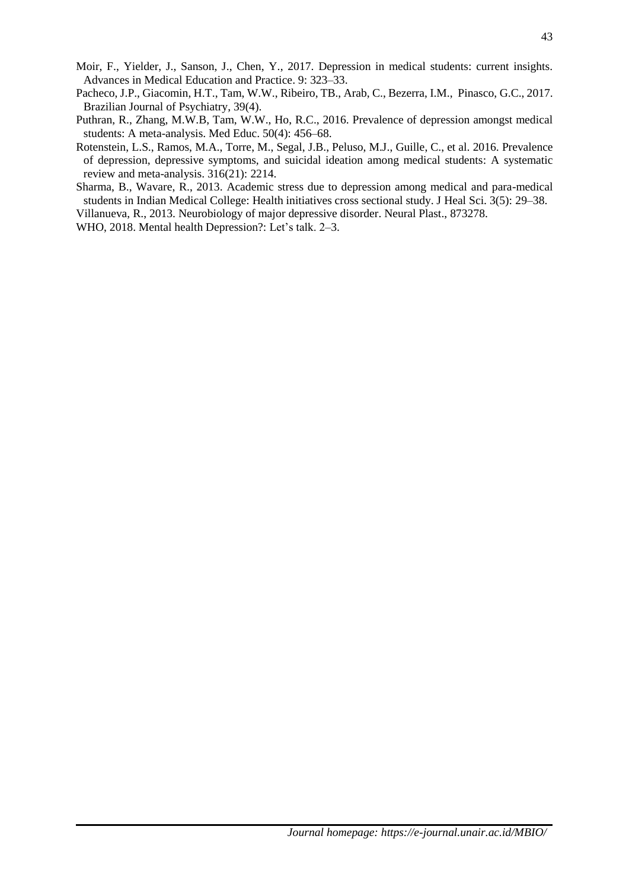Moir, F., Yielder, J., Sanson, J., Chen, Y., 2017. Depression in medical students: current insights. Advances in Medical Education and Practice. 9: 323–33.

Pacheco, J.P., Giacomin, H.T., Tam, W.W., Ribeiro, TB., Arab, C., Bezerra, I.M., Pinasco, G.C., 2017. Brazilian Journal of Psychiatry, 39(4).

Puthran, R., Zhang, M.W.B, Tam, W.W., Ho, R.C., 2016. Prevalence of depression amongst medical students: A meta-analysis. Med Educ. 50(4): 456–68.

Rotenstein, L.S., Ramos, M.A., Torre, M., Segal, J.B., Peluso, M.J., Guille, C., et al. 2016. Prevalence of depression, depressive symptoms, and suicidal ideation among medical students: A systematic review and meta-analysis. 316(21): 2214.

Sharma, B., Wavare, R., 2013. Academic stress due to depression among medical and para-medical students in Indian Medical College: Health initiatives cross sectional study. J Heal Sci. 3(5): 29–38.

Villanueva, R., 2013. Neurobiology of major depressive disorder. Neural Plast., 873278.

WHO, 2018. Mental health Depression?: Let's talk. 2–3.